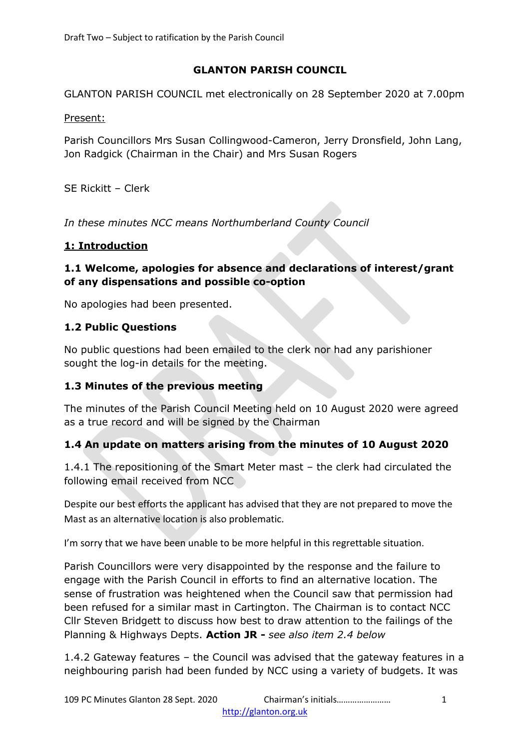Draft Two – Subject to ratification by the Parish Council

# GLANTON PARISH COUNCIL

GLANTON PARISH COUNCIL met electronically on 28 September 2020 at 7.00pm

Present:

Parish Councillors Mrs Susan Collingwood-Cameron, Jerry Dronsfield, John Lang, Jon Radgick (Chairman in the Chair) and Mrs Susan Rogers

SE Rickitt – Clerk

*In these minutes NCC means Northumberland County Council*

## 1: Introduction

### 1.1 Welcome, apologies for absence and declarations of interest/grant of any dispensations and possible co-option

No apologies had been presented.

### 1.2 Public Questions

No public questions had been emailed to the clerk nor had any parishioner sought the log-in details for the meeting.

### 1.3 Minutes of the previous meeting

The minutes of the Parish Council Meeting held on 10 August 2020 were agreed as a true record and will be signed by the Chairman

### 1.4 An update on matters arising from the minutes of 10 August 2020

1.4.1 The repositioning of the Smart Meter mast – the clerk had circulated the following email received from NCC

Despite our best efforts the applicant has advised that they are not prepared to move the Mast as an alternative location is also problematic.

I'm sorry that we have been unable to be more helpful in this regrettable situation.

Parish Councillors were very disappointed by the response and the failure to engage with the Parish Council in efforts to find an alternative location. The sense of frustration was heightened when the Council saw that permission had been refused for a similar mast in Cartington. The Chairman is to contact NCC Cllr Steven Bridgett to discuss how best to draw attention to the failings of the Planning & Highways Depts. **Action JR -** *see also item 2.4 below*

1.4.2 Gateway features – the Council was advised that the gateway features in a neighbouring parish had been funded by NCC using a variety of budgets. It was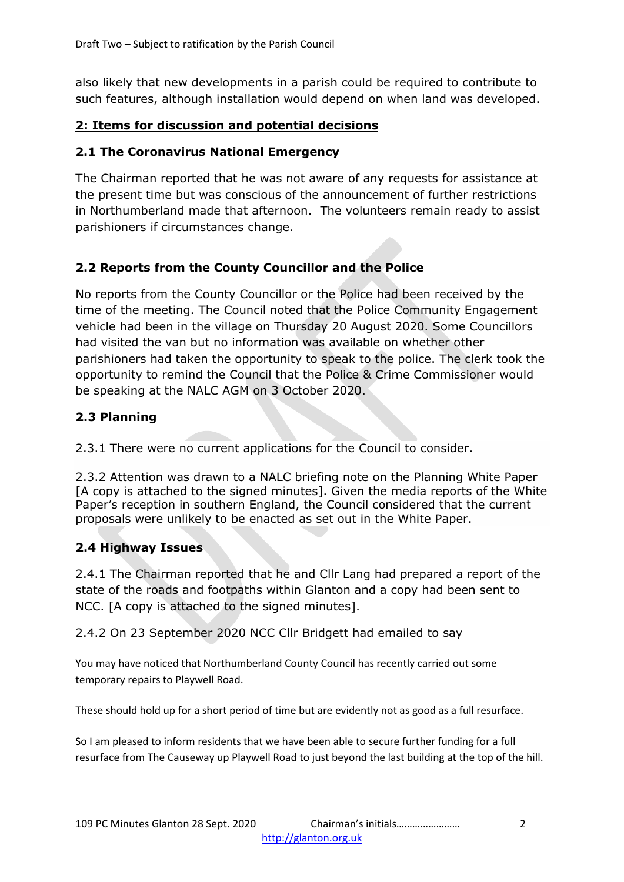also likely that new developments in a parish could be required to contribute to such features, although installation would depend on when land was developed.

## 2: Items for discussion and potential decisions

### 2.1 The Coronavirus National Emergency

The Chairman reported that he was not aware of any requests for assistance at the present time but was conscious of the announcement of further restrictions in Northumberland made that afternoon. The volunteers remain ready to assist parishioners if circumstances change.

### 2.2 Reports from the County Councillor and the Police

No reports from the County Councillor or the Police had been received by the time of the meeting. The Council noted that the Police Community Engagement vehicle had been in the village on Thursday 20 August 2020. Some Councillors had visited the van but no information was available on whether other parishioners had taken the opportunity to speak to the police. The clerk took the opportunity to remind the Council that the Police & Crime Commissioner would be speaking at the NALC AGM on 3 October 2020.

### 2.3 Planning

2.3.1 There were no current applications for the Council to consider.

2.3.2 Attention was drawn to a NALC briefing note on the Planning White Paper [A copy is attached to the signed minutes]. Given the media reports of the White Paper's reception in southern England, the Council considered that the current proposals were unlikely to be enacted as set out in the White Paper.

### 2.4 Highway Issues

2.4.1 The Chairman reported that he and Cllr Lang had prepared a report of the state of the roads and footpaths within Glanton and a copy had been sent to NCC. [A copy is attached to the signed minutes].

2.4.2 On 23 September 2020 NCC Cllr Bridgett had emailed to say

You may have noticed that Northumberland County Council has recently carried out some temporary repairs to Playwell Road.

These should hold up for a short period of time but are evidently not as good as a full resurface.

So I am pleased to inform residents that we have been able to secure further funding for a full resurface from The Causeway up Playwell Road to just beyond the last building at the top of the hill.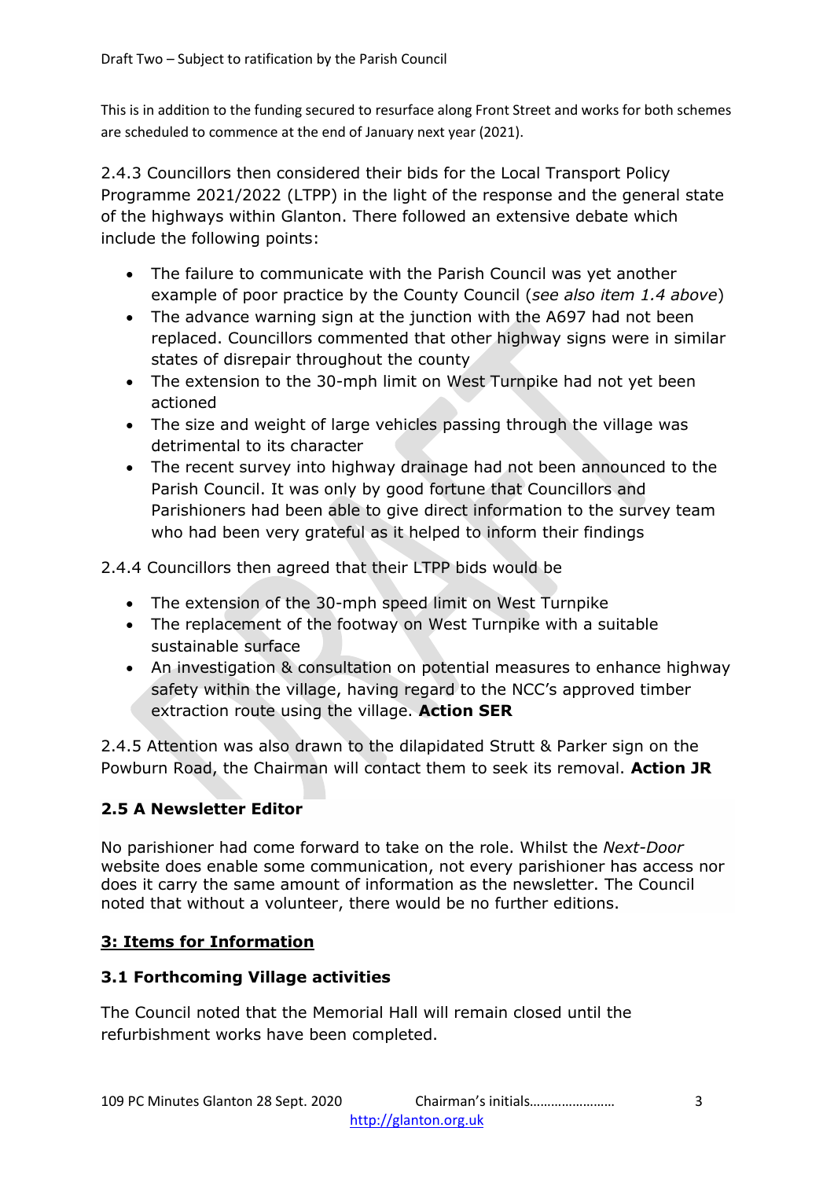This is in addition to the funding secured to resurface along Front Street and works for both schemes are scheduled to commence at the end of January next year (2021).

2.4.3 Councillors then considered their bids for the Local Transport Policy Programme 2021/2022 (LTPP) in the light of the response and the general state of the highways within Glanton. There followed an extensive debate which include the following points:

- The failure to communicate with the Parish Council was yet another example of poor practice by the County Council (*see also item 1.4 above*)
- The advance warning sign at the junction with the A697 had not been replaced. Councillors commented that other highway signs were in similar states of disrepair throughout the county
- The extension to the 30-mph limit on West Turnpike had not yet been actioned
- The size and weight of large vehicles passing through the village was detrimental to its character
- The recent survey into highway drainage had not been announced to the Parish Council. It was only by good fortune that Councillors and Parishioners had been able to give direct information to the survey team who had been very grateful as it helped to inform their findings

2.4.4 Councillors then agreed that their LTPP bids would be

- The extension of the 30-mph speed limit on West Turnpike
- The replacement of the footway on West Turnpike with a suitable sustainable surface
- An investigation & consultation on potential measures to enhance highway safety within the village, having regard to the NCC's approved timber extraction route using the village. **Action SER**

2.4.5 Attention was also drawn to the dilapidated Strutt & Parker sign on the Powburn Road, the Chairman will contact them to seek its removal. **Action JR**

### 2.5 A Newsletter Editor

No parishioner had come forward to take on the role. Whilst the *Next-Door* website does enable some communication, not every parishioner has access nor does it carry the same amount of information as the newsletter. The Council noted that without a volunteer, there would be no further editions.

## 3: Items for Information

### 3.1 Forthcoming Village activities

The Council noted that the Memorial Hall will remain closed until the refurbishment works have been completed.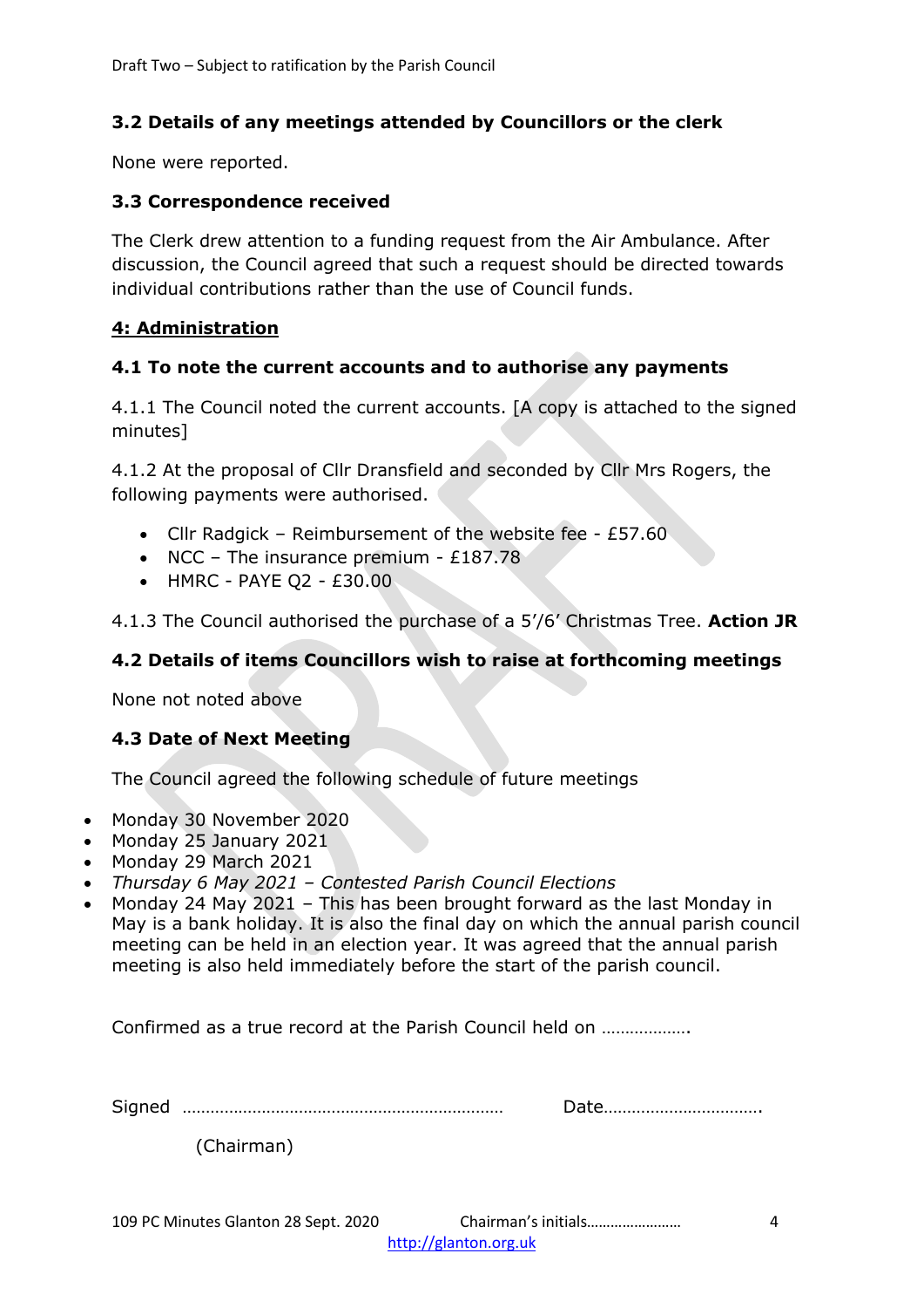### 3.2 Details of any meetings attended by Councillors or the clerk

None were reported.

### 3.3 Correspondence received

The Clerk drew attention to a funding request from the Air Ambulance. After discussion, the Council agreed that such a request should be directed towards individual contributions rather than the use of Council funds.

## 4: Administration

### 4.1 To note the current accounts and to authorise any payments

4.1.1 The Council noted the current accounts. [A copy is attached to the signed minutes]

4.1.2 At the proposal of Cllr Dransfield and seconded by Cllr Mrs Rogers, the following payments were authorised.

- Cllr Radgick – Reimbursement of the website fee - £57.60
- NCC – The insurance premium - £187.78
- HMRC - PAYE Q2 - £30.00

4.1.3 The Council authorised the purchase of a 5′/6′ Christmas Tree. **Action JR**

### 4.2 Details of items Councillors wish to raise at forthcoming meetings

None not noted above

### 4.3 Date of Next Meeting

The Council agreed the following schedule of future meetings

- Monday 30 November 2020
- Monday 25 January 2021
- Monday 29 March 2021
- *Thursday 6 May 2021 – Contested Parish Council Elections*
- Monday 24 May 2021 – This has been brought forward as the last Monday in May is a bank holiday. It is also the final day on which the annual parish council meeting can be held in an election year. It was agreed that the annual parish meeting is also held immediately before the start of the parish council.

Confirmed as a true record at the Parish Council held on ……………….

Signed …………………………………………………………… Date…………………………….

(Chairman)

109 PC Minutes Glanton 28 Sept. 2020 Chairman's initials……………………

http://glanton.org.uk